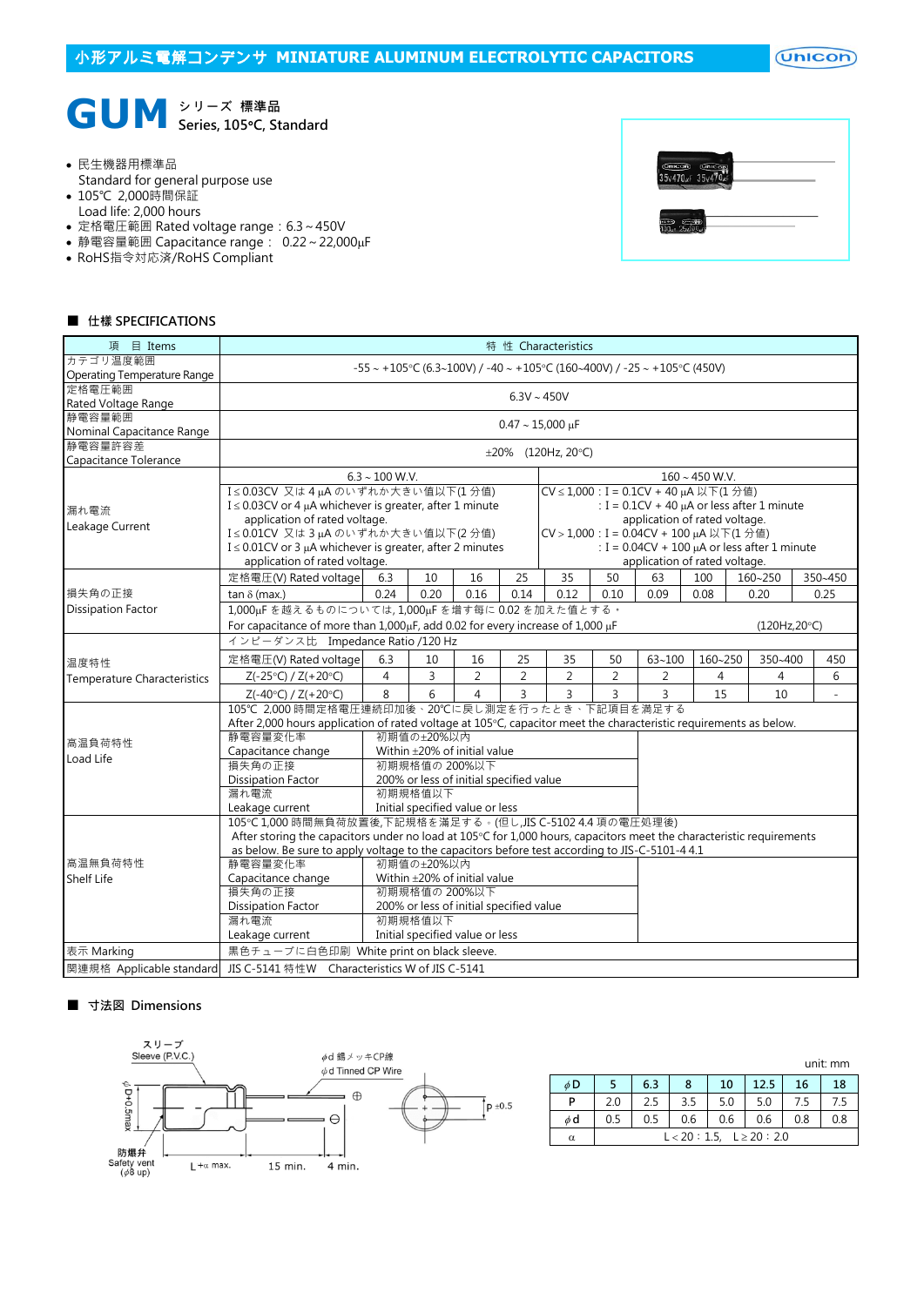# 小形アルミ電解コンデンサ MINIATURE ALUMINUM ELECTROLYTIC CAPACITORS

## GUM シリーズ 標準品 Series, 105°C, Standard

- 民生機器用標準品
  Standard for general purpose use
- 105℃ 2,000時間保証
  Load life: 2,000 hours
- 定格電圧範囲 Rated voltage range：6.3 ~ 450V
- 静電容量範囲 Capacitance range： 0.22 ~ 22,000μF
- RoHS指令対応済/RoHS Compliant

### ■ 仕様 SPECIFICATIONS

| 項 目 Items | 特 性 Characteristics | | | | | | | | | | |
|---|---|---|---|---|---|---|---|---|---|---|---|
| カテゴリ温度範囲 Operating Temperature Range | -55 ~ +105°C (6.3~100V) / -40 ~ +105°C (160~400V) / -25 ~ +105°C (450V) | | | | | | | | | | |
| 定格電圧範囲 Rated Voltage Range | 6.3V ~ 450V | | | | | | | | | | |
| 静電容量範囲 Nominal Capacitance Range | 0.47 ~ 15,000 μF | | | | | | | | | | |
| 静電容量許容差 Capacitance Tolerance | ±20% (120Hz, 20°C) | | | | | | | | | | |
| 漏れ電流 Leakage Current | 6.3 ~ 100 W.V.<br>I ≤ 0.03CV 又は 4 μA のいずれか大きい値以下(1 分値)<br>I ≤ 0.03CV or 4 μA whichever is greater, after 1 minute application of rated voltage.<br>I ≤ 0.01CV 又は 3 μA のいずれか大きい値以下(2 分値)<br>I ≤ 0.01CV or 3 μA whichever is greater, after 2 minutes application of rated voltage. | | | | | 160 ~ 450 W.V.<br>CV ≤ 1,000：I = 0.1CV + 40 μA 以下(1 分値)<br>：I = 0.1CV + 40 μA or less after 1 minute application of rated voltage.<br>CV > 1,000：I = 0.04CV + 100 μA 以下(1 分値)<br>：I = 0.04CV + 100 μA or less after 1 minute application of rated voltage. | | | | | |
| 損失角の正接 Dissipation Factor | 定格電圧(V) Rated voltage | 6.3 | 10 | 16 | 25 | 35 | 50 | 63 | 100 | 160~250 | 350~450 |
| | tan δ (max.) | 0.24 | 0.20 | 0.16 | 0.14 | 0.12 | 0.10 | 0.09 | 0.08 | 0.20 | 0.25 |
| | 1,000μF を越えるものについては, 1,000μF を増す毎に 0.02 を加えた値とする。<br>For capacitance of more than 1,000μF, add 0.02 for every increase of 1,000 μF (120Hz,20°C) | | | | | | | | | | |
| 温度特性 Temperature Characteristics | インピーダンス比 Impedance Ratio /120 Hz | | | | | | | | | | |
| | 定格電圧(V) Rated voltage | 6.3 | 10 | 16 | 25 | 35 | 50 | 63~100 | 160~250 | 350~400 | 450 |
| | Z(-25°C) / Z(+20°C) | 4 | 3 | 2 | 2 | 2 | 2 | 2 | 4 | 4 | 6 |
| | Z(-40°C) / Z(+20°C) | 8 | 6 | 4 | 3 | 3 | 3 | 3 | 15 | 10 | - |
| 高温負荷特性 Load Life | 105℃ 2,000 時間定格電圧連続印加後、20℃に戻し測定を行ったとき、下記項目を満足する<br>After 2,000 hours application of rated voltage at 105°C, capacitor meet the characteristic requirements as below.<br>静電容量変化率 Capacitance change：初期値の±20%以内 Within ±20% of initial value<br>損失角の正接 Dissipation Factor：初期規格値の 200%以下 200% or less of initial specified value<br>漏れ電流 Leakage current：初期規格値以下 Initial specified value or less | | | | | | | | | | |
| 高温無負荷特性 Shelf Life | 105°C 1,000 時間無負荷放置後,下記規格を満足する。(但し,JIS C-5102 4.4 項の電圧処理後)<br>After storing the capacitors under no load at 105°C for 1,000 hours, capacitors meet the characteristic requirements as below. Be sure to apply voltage to the capacitors before test according to JIS-C-5101-4 4.1<br>静電容量変化率 Capacitance change：初期値の±20%以内 Within ±20% of initial value<br>損失角の正接 Dissipation Factor：初期規格値の 200%以下 200% or less of initial specified value<br>漏れ電流 Leakage current：初期規格値以下 Initial specified value or less | | | | | | | | | | |
| 表示 Marking | 黒色チューブに白色印刷 White print on black sleeve. | | | | | | | | | | |
| 関連規格 Applicable standard | JIS C-5141 特性W Characteristics W of JIS C-5141 | | | | | | | | | | |

### ■ 寸法図 Dimensions

スリーブ Sleeve (P.V.C.)
φd 錫メッキCP線 φd Tinned CP Wire
φD+0.5max
防爆弁 Safety vent (φ8 up)
L+α max. 15 min. 4 min.
P ±0.5

unit: mm

| φD | 5 | 6.3 | 8 | 10 | 12.5 | 16 | 18 |
|---|---|---|---|---|---|---|---|
| P | 2.0 | 2.5 | 3.5 | 5.0 | 5.0 | 7.5 | 7.5 |
| φd | 0.5 | 0.5 | 0.6 | 0.6 | 0.6 | 0.8 | 0.8 |
| α | L < 20：1.5, L ≥ 20：2.0 | | | | | | |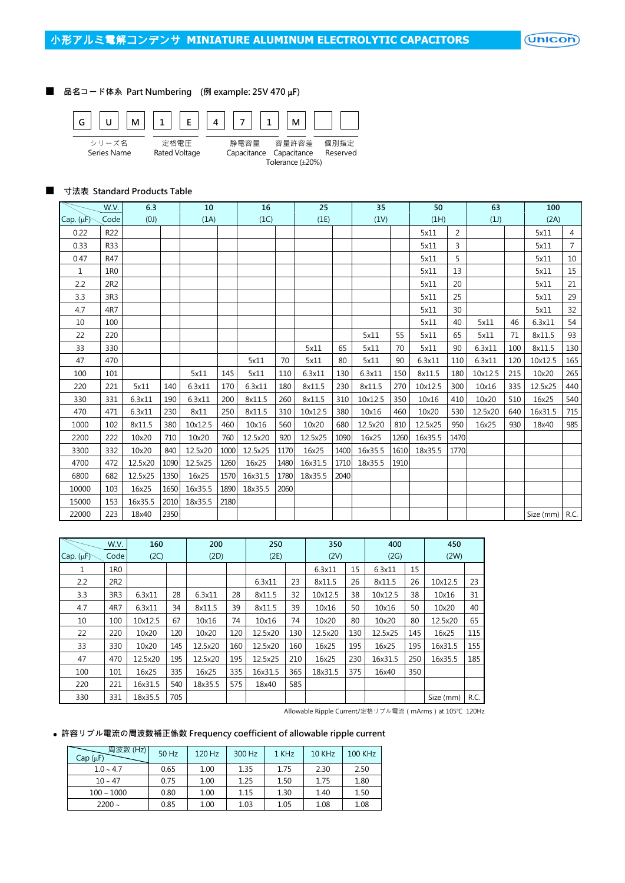# 小形アルミ電解コンデンサ MINIATURE ALUMINUM ELECTROLYTIC CAPACITORS

## ■ 品名コード体系 Part Numbering (例 example: 25V 470 μF)

| G | U | M | 1 | E | 4 | 7 | 1 | M | | |
|---|---|---|---|---|---|---|---|---|---|---|

- シリーズ名 Series Name
- 定格電圧 Rated Voltage
- 静電容量 Capacitance
- 容量許容差 Capacitance Tolerance (±20%)
- 個別指定 Reserved

## ■ 寸法表 Standard Products Table

| Cap. (μF) | W.V. Code | 6.3 (0J) | | 10 (1A) | | 16 (1C) | | 25 (1E) | | 35 (1V) | | 50 (1H) | | 63 (1J) | | 100 (2A) | |
|---|---|---|---|---|---|---|---|---|---|---|---|---|---|---|---|---|---|
| 0.22 | R22 | | | | | | | | | | | 5x11 | 2 | | | 5x11 | 4 |
| 0.33 | R33 | | | | | | | | | | | 5x11 | 3 | | | 5x11 | 7 |
| 0.47 | R47 | | | | | | | | | | | 5x11 | 5 | | | 5x11 | 10 |
| 1 | 1R0 | | | | | | | | | | | 5x11 | 13 | | | 5x11 | 15 |
| 2.2 | 2R2 | | | | | | | | | | | 5x11 | 20 | | | 5x11 | 21 |
| 3.3 | 3R3 | | | | | | | | | | | 5x11 | 25 | | | 5x11 | 29 |
| 4.7 | 4R7 | | | | | | | | | | | 5x11 | 30 | | | 5x11 | 32 |
| 10 | 100 | | | | | | | | | | | 5x11 | 40 | 5x11 | 46 | 6.3x11 | 54 |
| 22 | 220 | | | | | | | | | 5x11 | 55 | 5x11 | 65 | 5x11 | 71 | 8x11.5 | 93 |
| 33 | 330 | | | | | | | 5x11 | 65 | 5x11 | 70 | 5x11 | 90 | 6.3x11 | 100 | 8x11.5 | 130 |
| 47 | 470 | | | | | 5x11 | 70 | 5x11 | 80 | 5x11 | 90 | 6.3x11 | 110 | 6.3x11 | 120 | 10x12.5 | 165 |
| 100 | 101 | | | 5x11 | 145 | 5x11 | 110 | 6.3x11 | 130 | 6.3x11 | 150 | 8x11.5 | 180 | 10x12.5 | 215 | 10x20 | 265 |
| 220 | 221 | 5x11 | 140 | 6.3x11 | 170 | 6.3x11 | 180 | 8x11.5 | 230 | 8x11.5 | 270 | 10x12.5 | 300 | 10x16 | 335 | 12.5x25 | 440 |
| 330 | 331 | 6.3x11 | 190 | 6.3x11 | 200 | 8x11.5 | 260 | 8x11.5 | 310 | 10x12.5 | 350 | 10x16 | 410 | 10x20 | 510 | 16x25 | 540 |
| 470 | 471 | 6.3x11 | 230 | 8x11 | 250 | 8x11.5 | 310 | 10x12.5 | 380 | 10x16 | 460 | 10x20 | 530 | 12.5x20 | 640 | 16x31.5 | 715 |
| 1000 | 102 | 8x11.5 | 380 | 10x12.5 | 460 | 10x16 | 560 | 10x20 | 680 | 12.5x20 | 810 | 12.5x25 | 950 | 16x25 | 930 | 18x40 | 985 |
| 2200 | 222 | 10x20 | 710 | 10x20 | 760 | 12.5x20 | 920 | 12.5x25 | 1090 | 16x25 | 1260 | 16x35.5 | 1470 | | | | |
| 3300 | 332 | 10x20 | 840 | 12.5x20 | 1000 | 12.5x25 | 1170 | 16x25 | 1400 | 16x35.5 | 1610 | 18x35.5 | 1770 | | | | |
| 4700 | 472 | 12.5x20 | 1090 | 12.5x25 | 1260 | 16x25 | 1480 | 16x31.5 | 1710 | 18x35.5 | 1910 | | | | | | |
| 6800 | 682 | 12.5x25 | 1350 | 16x25 | 1570 | 16x31.5 | 1780 | 18x35.5 | 2040 | | | | | | | | |
| 10000 | 103 | 16x25 | 1650 | 16x35.5 | 1890 | 18x35.5 | 2060 | | | | | | | | | | |
| 15000 | 153 | 16x35.5 | 2010 | 18x35.5 | 2180 | | | | | | | | | | | | |
| 22000 | 223 | 18x40 | 2350 | | | | | | | | | | | | | Size (mm) | R.C. |

| Cap. (μF) | W.V. Code | 160 (2C) | | 200 (2D) | | 250 (2E) | | 350 (2V) | | 400 (2G) | | 450 (2W) | |
|---|---|---|---|---|---|---|---|---|---|---|---|---|---|
| 1 | 1R0 | | | | | | | 6.3x11 | 15 | 6.3x11 | 15 | | |
| 2.2 | 2R2 | | | | | 6.3x11 | 23 | 8x11.5 | 26 | 8x11.5 | 26 | 10x12.5 | 23 |
| 3.3 | 3R3 | 6.3x11 | 28 | 6.3x11 | 28 | 8x11.5 | 32 | 10x12.5 | 38 | 10x12.5 | 38 | 10x16 | 31 |
| 4.7 | 4R7 | 6.3x11 | 34 | 8x11.5 | 39 | 8x11.5 | 39 | 10x16 | 50 | 10x16 | 50 | 10x20 | 40 |
| 10 | 100 | 10x12.5 | 67 | 10x16 | 74 | 10x16 | 74 | 10x20 | 80 | 10x20 | 80 | 12.5x20 | 65 |
| 22 | 220 | 10x20 | 120 | 10x20 | 120 | 12.5x20 | 130 | 12.5x20 | 130 | 12.5x25 | 145 | 16x25 | 115 |
| 33 | 330 | 10x20 | 145 | 12.5x20 | 160 | 12.5x20 | 160 | 16x25 | 195 | 16x25 | 195 | 16x31.5 | 155 |
| 47 | 470 | 12.5x20 | 195 | 12.5x20 | 195 | 12.5x25 | 210 | 16x25 | 230 | 16x31.5 | 250 | 16x35.5 | 185 |
| 100 | 101 | 16x25 | 335 | 16x25 | 335 | 16x31.5 | 365 | 18x31.5 | 375 | 16x40 | 350 | | |
| 220 | 221 | 16x31.5 | 540 | 18x35.5 | 575 | 18x40 | 585 | | | | | | |
| 330 | 331 | 18x35.5 | 705 | | | | | | | | | Size (mm) | R.C. |

Allowable Ripple Current/定格リプル電流 ( mArms ) at 105℃ 120Hz

## • 許容リプル電流の周波数補正係数 Frequency coefficient of allowable ripple current

| Cap (μF) \ 周波数 (Hz) | 50 Hz | 120 Hz | 300 Hz | 1 KHz | 10 KHz | 100 KHz |
|---|---|---|---|---|---|---|
| 1.0 ~ 4.7 | 0.65 | 1.00 | 1.35 | 1.75 | 2.30 | 2.50 |
| 10 ~ 47 | 0.75 | 1.00 | 1.25 | 1.50 | 1.75 | 1.80 |
| 100 ~ 1000 | 0.80 | 1.00 | 1.15 | 1.30 | 1.40 | 1.50 |
| 2200 ~ | 0.85 | 1.00 | 1.03 | 1.05 | 1.08 | 1.08 |